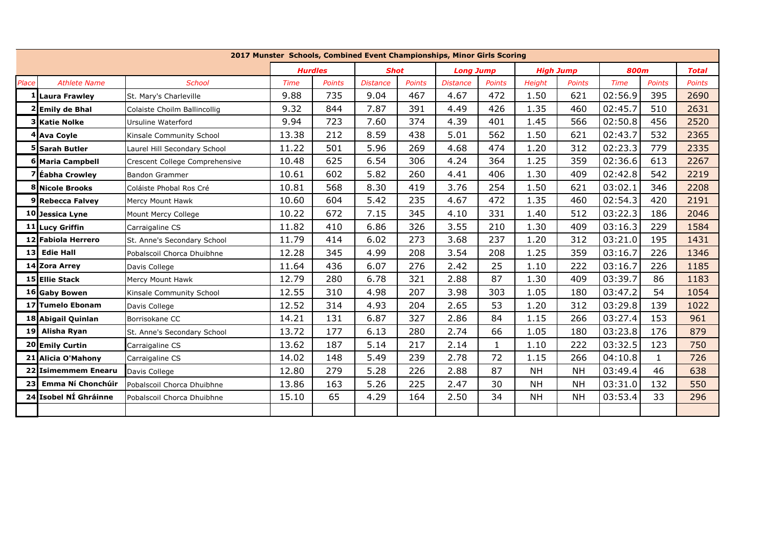| 2017 Munster Schools, Combined Event Championships, Minor Girls Scoring | | | | | | | | | | | | | |
|---|---|---|---|---|---|---|---|---|---|---|---|---|---|
| | | | **Hurdles** | | **Shot** | | **Long Jump** | | **High Jump** | | **800m** | | **Total** |
| *Place* | *Athlete Name* | *School* | *Time* | *Points* | *Distance* | *Points* | *Distance* | *Points* | *Height* | *Points* | *Time* | *Points* | *Points* |
| 1 | **Laura Frawley** | St. Mary's Charleville | 9.88 | 735 | 9.04 | 467 | 4.67 | 472 | 1.50 | 621 | 02:56.9 | 395 | 2690 |
| 2 | **Emily de Bhal** | Colaiste Choilm Ballincollig | 9.32 | 844 | 7.87 | 391 | 4.49 | 426 | 1.35 | 460 | 02:45.7 | 510 | 2631 |
| 3 | **Katie Nolke** | Ursuline Waterford | 9.94 | 723 | 7.60 | 374 | 4.39 | 401 | 1.45 | 566 | 02:50.8 | 456 | 2520 |
| 4 | **Ava Coyle** | Kinsale Community School | 13.38 | 212 | 8.59 | 438 | 5.01 | 562 | 1.50 | 621 | 02:43.7 | 532 | 2365 |
| 5 | **Sarah Butler** | Laurel Hill Secondary School | 11.22 | 501 | 5.96 | 269 | 4.68 | 474 | 1.20 | 312 | 02:23.3 | 779 | 2335 |
| 6 | **Maria Campbell** | Crescent College Comprehensive | 10.48 | 625 | 6.54 | 306 | 4.24 | 364 | 1.25 | 359 | 02:36.6 | 613 | 2267 |
| 7 | **Éabha Crowley** | Bandon Grammer | 10.61 | 602 | 5.82 | 260 | 4.41 | 406 | 1.30 | 409 | 02:42.8 | 542 | 2219 |
| 8 | **Nicole Brooks** | Coláiste Phobal Ros Cré | 10.81 | 568 | 8.30 | 419 | 3.76 | 254 | 1.50 | 621 | 03:02.1 | 346 | 2208 |
| 9 | **Rebecca Falvey** | Mercy Mount Hawk | 10.60 | 604 | 5.42 | 235 | 4.67 | 472 | 1.35 | 460 | 02:54.3 | 420 | 2191 |
| 10 | **Jessica Lyne** | Mount Mercy College | 10.22 | 672 | 7.15 | 345 | 4.10 | 331 | 1.40 | 512 | 03:22.3 | 186 | 2046 |
| 11 | **Lucy Griffin** | Carraigaline CS | 11.82 | 410 | 6.86 | 326 | 3.55 | 210 | 1.30 | 409 | 03:16.3 | 229 | 1584 |
| 12 | **Fabiola Herrero** | St. Anne's Secondary School | 11.79 | 414 | 6.02 | 273 | 3.68 | 237 | 1.20 | 312 | 03:21.0 | 195 | 1431 |
| 13 | **Edie Hall** | Pobalscoil Chorca Dhuibhne | 12.28 | 345 | 4.99 | 208 | 3.54 | 208 | 1.25 | 359 | 03:16.7 | 226 | 1346 |
| 14 | **Zora Arrey** | Davis College | 11.64 | 436 | 6.07 | 276 | 2.42 | 25 | 1.10 | 222 | 03:16.7 | 226 | 1185 |
| 15 | **Ellie Stack** | Mercy Mount Hawk | 12.79 | 280 | 6.78 | 321 | 2.88 | 87 | 1.30 | 409 | 03:39.7 | 86 | 1183 |
| 16 | **Gaby Bowen** | Kinsale Community School | 12.55 | 310 | 4.98 | 207 | 3.98 | 303 | 1.05 | 180 | 03:47.2 | 54 | 1054 |
| 17 | **Tumelo Ebonam** | Davis College | 12.52 | 314 | 4.93 | 204 | 2.65 | 53 | 1.20 | 312 | 03:29.8 | 139 | 1022 |
| 18 | **Abigail Quinlan** | Borrisokane CC | 14.21 | 131 | 6.87 | 327 | 2.86 | 84 | 1.15 | 266 | 03:27.4 | 153 | 961 |
| 19 | **Alisha Ryan** | St. Anne's Secondary School | 13.72 | 177 | 6.13 | 280 | 2.74 | 66 | 1.05 | 180 | 03:23.8 | 176 | 879 |
| 20 | **Emily Curtin** | Carraigaline CS | 13.62 | 187 | 5.14 | 217 | 2.14 | 1 | 1.10 | 222 | 03:32.5 | 123 | 750 |
| 21 | **Alicia O'Mahony** | Carraigaline CS | 14.02 | 148 | 5.49 | 239 | 2.78 | 72 | 1.15 | 266 | 04:10.8 | 1 | 726 |
| 22 | **Isimemmem Enearu** | Davis College | 12.80 | 279 | 5.28 | 226 | 2.88 | 87 | NH | NH | 03:49.4 | 46 | 638 |
| 23 | **Emma Ní Chonchúir** | Pobalscoil Chorca Dhuibhne | 13.86 | 163 | 5.26 | 225 | 2.47 | 30 | NH | NH | 03:31.0 | 132 | 550 |
| 24 | **Isobel NÍ Ghráinne** | Pobalscoil Chorca Dhuibhne | 15.10 | 65 | 4.29 | 164 | 2.50 | 34 | NH | NH | 03:53.4 | 33 | 296 |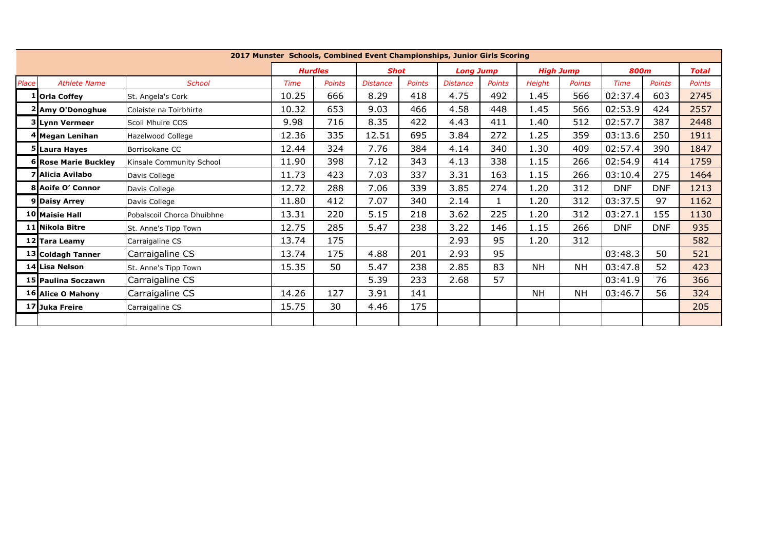| 2017 Munster Schools, Combined Event Championships, Junior Girls Scoring | | | | | | | | | | | | | |
|---|---|---|---|---|---|---|---|---|---|---|---|---|---|
| | | | **Hurdles** | | **Shot** | | **Long Jump** | | **High Jump** | | **800m** | | **Total** |
| *Place* | *Athlete Name* | *School* | *Time* | *Points* | *Distance* | *Points* | *Distance* | *Points* | *Height* | *Points* | *Time* | *Points* | *Points* |
| 1 | **Orla Coffey** | St. Angela's Cork | 10.25 | 666 | 8.29 | 418 | 4.75 | 492 | 1.45 | 566 | 02:37.4 | 603 | 2745 |
| 2 | **Amy O'Donoghue** | Colaiste na Toirbhirte | 10.32 | 653 | 9.03 | 466 | 4.58 | 448 | 1.45 | 566 | 02:53.9 | 424 | 2557 |
| 3 | **Lynn Vermeer** | Scoil Mhuire COS | 9.98 | 716 | 8.35 | 422 | 4.43 | 411 | 1.40 | 512 | 02:57.7 | 387 | 2448 |
| 4 | **Megan Lenihan** | Hazelwood College | 12.36 | 335 | 12.51 | 695 | 3.84 | 272 | 1.25 | 359 | 03:13.6 | 250 | 1911 |
| 5 | **Laura Hayes** | Borrisokane CC | 12.44 | 324 | 7.76 | 384 | 4.14 | 340 | 1.30 | 409 | 02:57.4 | 390 | 1847 |
| 6 | **Rose Marie Buckley** | Kinsale Community School | 11.90 | 398 | 7.12 | 343 | 4.13 | 338 | 1.15 | 266 | 02:54.9 | 414 | 1759 |
| 7 | **Alicia Avilabo** | Davis College | 11.73 | 423 | 7.03 | 337 | 3.31 | 163 | 1.15 | 266 | 03:10.4 | 275 | 1464 |
| 8 | **Aoife O' Connor** | Davis College | 12.72 | 288 | 7.06 | 339 | 3.85 | 274 | 1.20 | 312 | DNF | DNF | 1213 |
| 9 | **Daisy Arrey** | Davis College | 11.80 | 412 | 7.07 | 340 | 2.14 | 1 | 1.20 | 312 | 03:37.5 | 97 | 1162 |
| 10 | **Maisie Hall** | Pobalscoil Chorca Dhuibhne | 13.31 | 220 | 5.15 | 218 | 3.62 | 225 | 1.20 | 312 | 03:27.1 | 155 | 1130 |
| 11 | **Nikola Bitre** | St. Anne's Tipp Town | 12.75 | 285 | 5.47 | 238 | 3.22 | 146 | 1.15 | 266 | DNF | DNF | 935 |
| 12 | **Tara Leamy** | Carraigaline CS | 13.74 | 175 | | | 2.93 | 95 | 1.20 | 312 | | | 582 |
| 13 | **Coldagh Tanner** | Carraigaline CS | 13.74 | 175 | 4.88 | 201 | 2.93 | 95 | | | 03:48.3 | 50 | 521 |
| 14 | **Lisa Nelson** | St. Anne's Tipp Town | 15.35 | 50 | 5.47 | 238 | 2.85 | 83 | NH | NH | 03:47.8 | 52 | 423 |
| 15 | **Paulina Soczawn** | Carraigaline CS | | | 5.39 | 233 | 2.68 | 57 | | | 03:41.9 | 76 | 366 |
| 16 | **Alice O Mahony** | Carraigaline CS | 14.26 | 127 | 3.91 | 141 | | | NH | NH | 03:46.7 | 56 | 324 |
| 17 | **Juka Freire** | Carraigaline CS | 15.75 | 30 | 4.46 | 175 | | | | | | | 205 |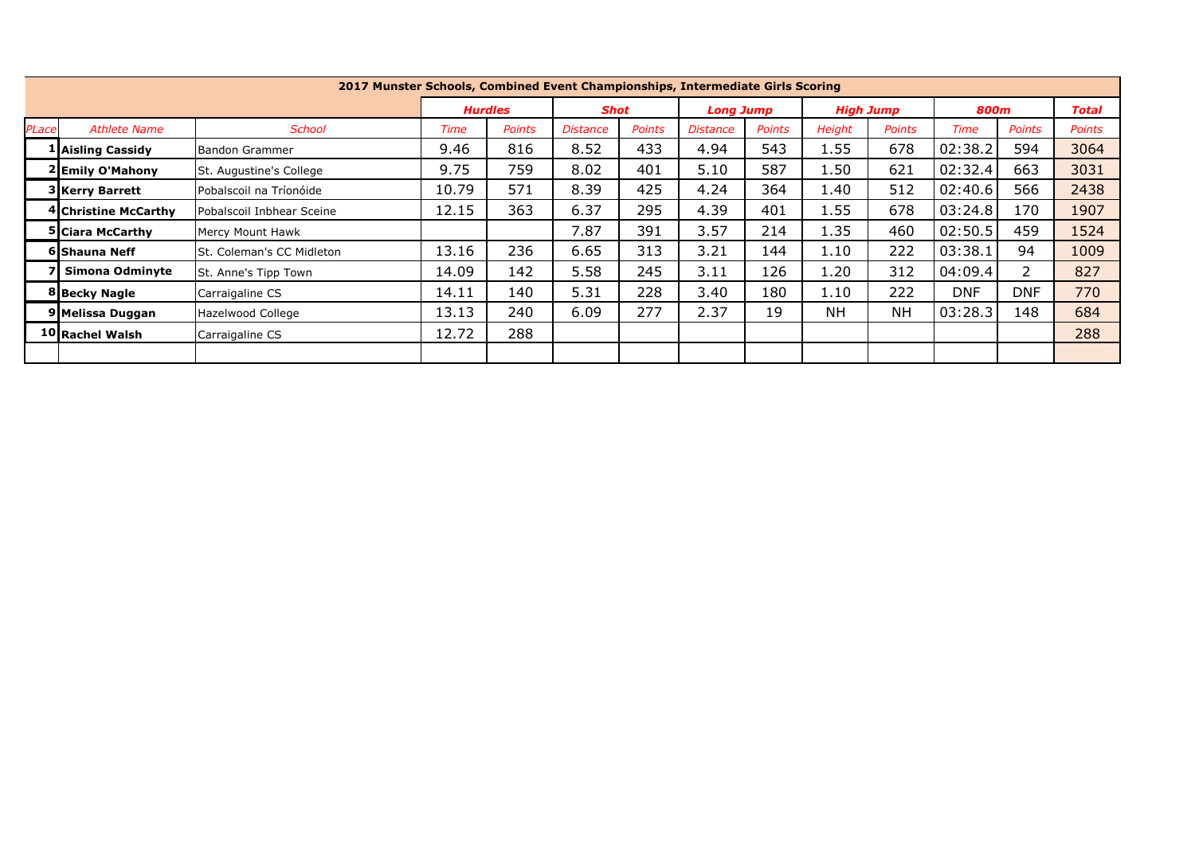| 2017 Munster Schools, Combined Event Championships, Intermediate Girls Scoring | | | | | | | | | | | | | |
|---|---|---|---|---|---|---|---|---|---|---|---|---|---|
| | | | Hurdles | | Shot | | Long Jump | | High Jump | | 800m | | Total |
| PLace | Athlete Name | School | Time | Points | Distance | Points | Distance | Points | Height | Points | Time | Points | Points |
| 1 | **Aisling Cassidy** | Bandon Grammer | 9.46 | 816 | 8.52 | 433 | 4.94 | 543 | 1.55 | 678 | 02:38.2 | 594 | 3064 |
| 2 | **Emily O'Mahony** | St. Augustine's College | 9.75 | 759 | 8.02 | 401 | 5.10 | 587 | 1.50 | 621 | 02:32.4 | 663 | 3031 |
| 3 | **Kerry Barrett** | Pobalscoil na Tríonóide | 10.79 | 571 | 8.39 | 425 | 4.24 | 364 | 1.40 | 512 | 02:40.6 | 566 | 2438 |
| 4 | **Christine McCarthy** | Pobalscoil Inbhear Sceine | 12.15 | 363 | 6.37 | 295 | 4.39 | 401 | 1.55 | 678 | 03:24.8 | 170 | 1907 |
| 5 | **Ciara McCarthy** | Mercy Mount Hawk | | | 7.87 | 391 | 3.57 | 214 | 1.35 | 460 | 02:50.5 | 459 | 1524 |
| 6 | **Shauna Neff** | St. Coleman's CC Midleton | 13.16 | 236 | 6.65 | 313 | 3.21 | 144 | 1.10 | 222 | 03:38.1 | 94 | 1009 |
| 7 | **Simona Odminyte** | St. Anne's Tipp Town | 14.09 | 142 | 5.58 | 245 | 3.11 | 126 | 1.20 | 312 | 04:09.4 | 2 | 827 |
| 8 | **Becky Nagle** | Carraigaline CS | 14.11 | 140 | 5.31 | 228 | 3.40 | 180 | 1.10 | 222 | DNF | DNF | 770 |
| 9 | **Melissa Duggan** | Hazelwood College | 13.13 | 240 | 6.09 | 277 | 2.37 | 19 | NH | NH | 03:28.3 | 148 | 684 |
| 10 | **Rachel Walsh** | Carraigaline CS | 12.72 | 288 | | | | | | | | | 288 |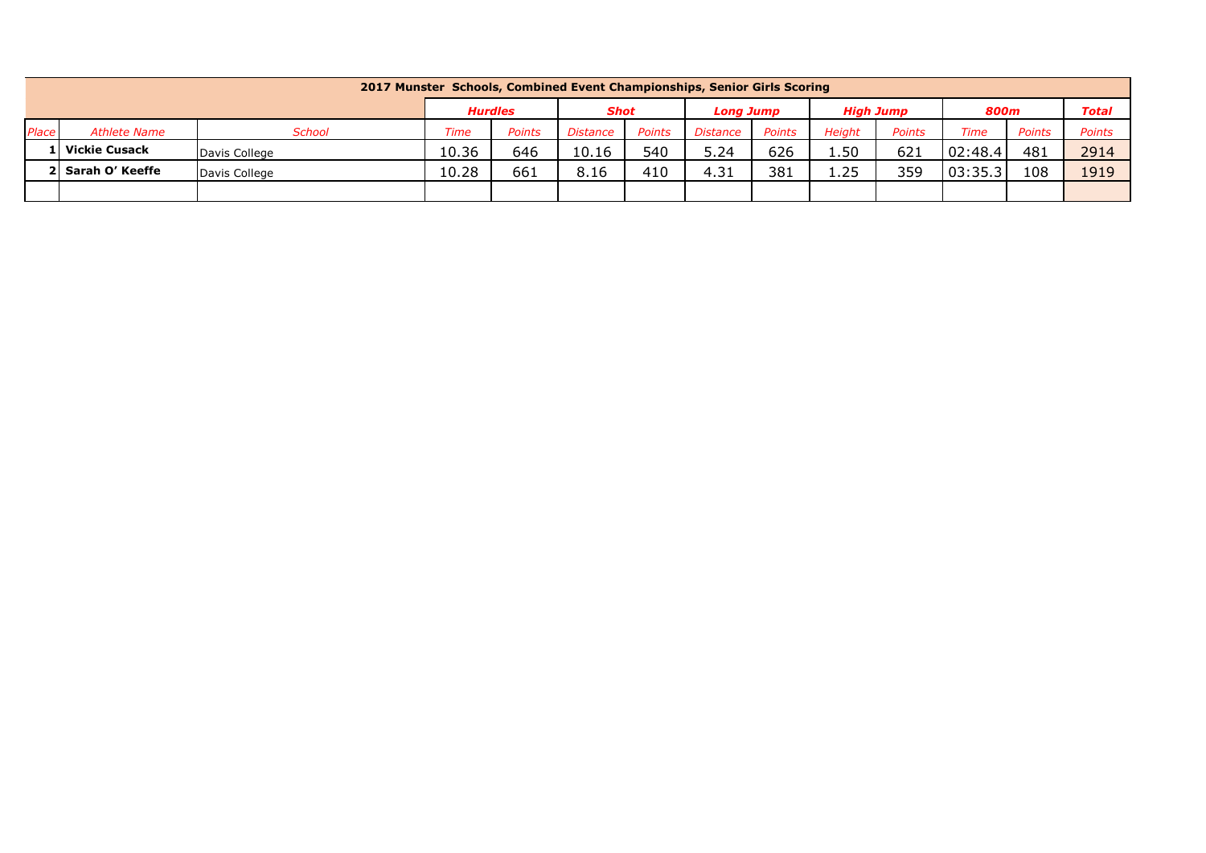| 2017 Munster Schools, Combined Event Championships, Senior Girls Scoring | | | | | | | | | | | | | |
|---|---|---|---|---|---|---|---|---|---|---|---|---|---|
| | | | *Hurdles* | | *Shot* | | *Long Jump* | | *High Jump* | | *800m* | | *Total* |
| *Place* | *Athlete Name* | *School* | *Time* | *Points* | *Distance* | *Points* | *Distance* | *Points* | *Height* | *Points* | *Time* | *Points* | *Points* |
| 1 | **Vickie Cusack** | Davis College | 10.36 | 646 | 10.16 | 540 | 5.24 | 626 | 1.50 | 621 | 02:48.4 | 481 | 2914 |
| 2 | **Sarah O' Keeffe** | Davis College | 10.28 | 661 | 8.16 | 410 | 4.31 | 381 | 1.25 | 359 | 03:35.3 | 108 | 1919 |
| | | | | | | | | | | | | | |